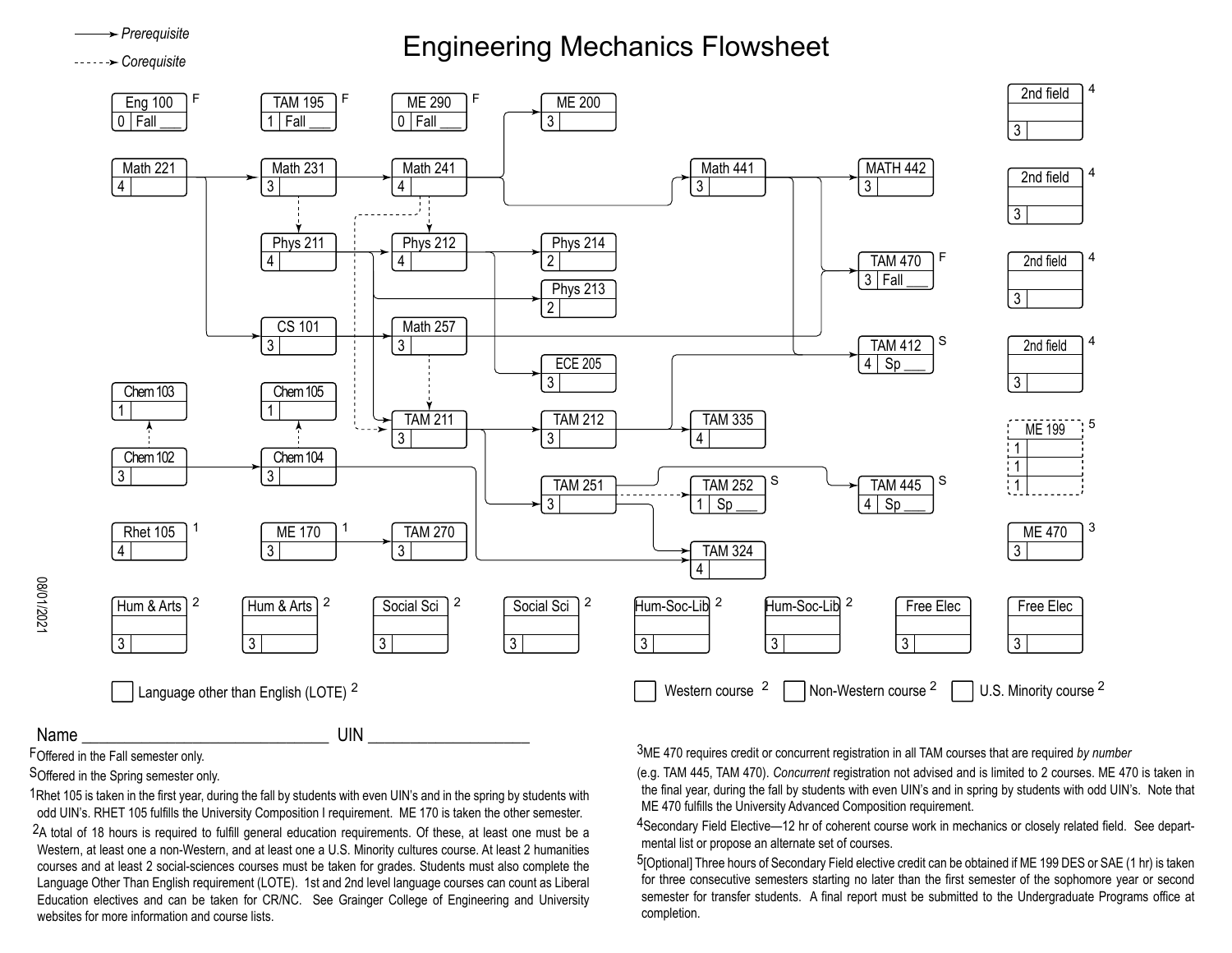# Engineering Mechanics Flowsheet

→ Prerequisite
⇢ Corequisite

| Course | Credit Hours | Offered | Notes |
| --- | --- | --- | --- |
| Eng 100 | 0 | Fall ___ | F |
| TAM 195 | 1 | Fall ___ | F |
| ME 290 | 0 | Fall ___ | F |
| ME 200 | 3 | | |
| Math 221 | 4 | | |
| Math 231 | 3 | | |
| Math 241 | 4 | | |
| Math 441 | 3 | | |
| MATH 442 | 3 | | |
| Phys 211 | 4 | | |
| Phys 212 | 4 | | |
| Phys 214 | 2 | | |
| Phys 213 | 2 | | |
| TAM 470 | 3 | Fall ___ | F |
| CS 101 | 3 | | |
| Math 257 | 3 | | |
| TAM 412 | 4 | Sp ___ | S |
| ECE 205 | 3 | | |
| Chem 103 | 1 | | |
| Chem 105 | 1 | | |
| Chem 102 | 3 | | |
| Chem 104 | 3 | | |
| TAM 211 | 3 | | |
| TAM 212 | 3 | | |
| TAM 335 | 4 | | |
| TAM 251 | 3 | | |
| TAM 252 | 1 | Sp ___ | S |
| TAM 445 | 4 | Sp ___ | S |
| TAM 324 | 4 | | |
| Rhet 105 | 4 | | 1 |
| ME 170 | 3 | | 1 |
| TAM 270 | 3 | | |
| 2nd field | 3 | | 4 |
| 2nd field | 3 | | 4 |
| 2nd field | 3 | | 4 |
| 2nd field | 3 | | 4 |
| ME 199 | 1, 1, 1 | | 5 |
| ME 470 | 3 | | 3 |
| Hum & Arts | 3 | | 2 |
| Hum & Arts | 3 | | 2 |
| Social Sci | 3 | | 2 |
| Social Sci | 3 | | 2 |
| Hum-Soc-Lib | 3 | | 2 |
| Hum-Soc-Lib | 3 | | 2 |
| Free Elec | 3 | | |
| Free Elec | 3 | | |

Prerequisite/corequisite relationships shown:

- Math 221 → Math 231 → Math 241 → ME 200; Math 241 → Math 441 → MATH 442
- Math 441 → TAM 470; Math 441 → TAM 412
- Math 231 ⇢ Phys 211; Math 241 ⇢ Phys 212; Math 241 ⇢ TAM 211
- Phys 211 → Phys 212 → Phys 214; Phys 211 → Phys 213; Phys 212 → ECE 205; Phys 211 → TAM 211
- Math 221 → CS 101 → Math 257 → TAM 470; Math 257 ⇢ TAM 211
- Chem 102 ⇢ Chem 103; Chem 104 ⇢ Chem 105; Chem 102 → Chem 104 → TAM 324
- TAM 211 → TAM 212 → TAM 335; TAM 212 → TAM 412
- TAM 211 → TAM 251 ⇢ TAM 252; TAM 251 → TAM 445; TAM 251 → TAM 324
- ME 170 → TAM 270

☐ Language other than English (LOTE) [2]

☐ Western course [2] ☐ Non-Western course [2] ☐ U.S. Minority course [2]

08/01/2021

Name ______________________________ UIN ____________________

[F] Offered in the Fall semester only.

[S] Offered in the Spring semester only.

[1] Rhet 105 is taken in the first year, during the fall by students with even UIN's and in the spring by students with odd UIN's. RHET 105 fulfills the University Composition I requirement. ME 170 is taken the other semester.

[2] A total of 18 hours is required to fulfill general education requirements. Of these, at least one must be a Western, at least one a non-Western, and at least one a U.S. Minority cultures course. At least 2 humanities courses and at least 2 social-sciences courses must be taken for grades. Students must also complete the Language Other Than English requirement (LOTE). 1st and 2nd level language courses can count as Liberal Education electives and can be taken for CR/NC. See Grainger College of Engineering and University websites for more information and course lists.

[3] ME 470 requires credit or concurrent registration in all TAM courses that are required *by number* (e.g. TAM 445, TAM 470). *Concurrent* registration not advised and is limited to 2 courses. ME 470 is taken in the final year, during the fall by students with even UIN's and in spring by students with odd UIN's. Note that ME 470 fulfills the University Advanced Composition requirement.

[4] Secondary Field Elective—12 hr of coherent course work in mechanics or closely related field. See departmental list or propose an alternate set of courses.

[5] [Optional] Three hours of Secondary Field elective credit can be obtained if ME 199 DES or SAE (1 hr) is taken for three consecutive semesters starting no later than the first semester of the sophomore year or second semester for transfer students. A final report must be submitted to the Undergraduate Programs office at completion.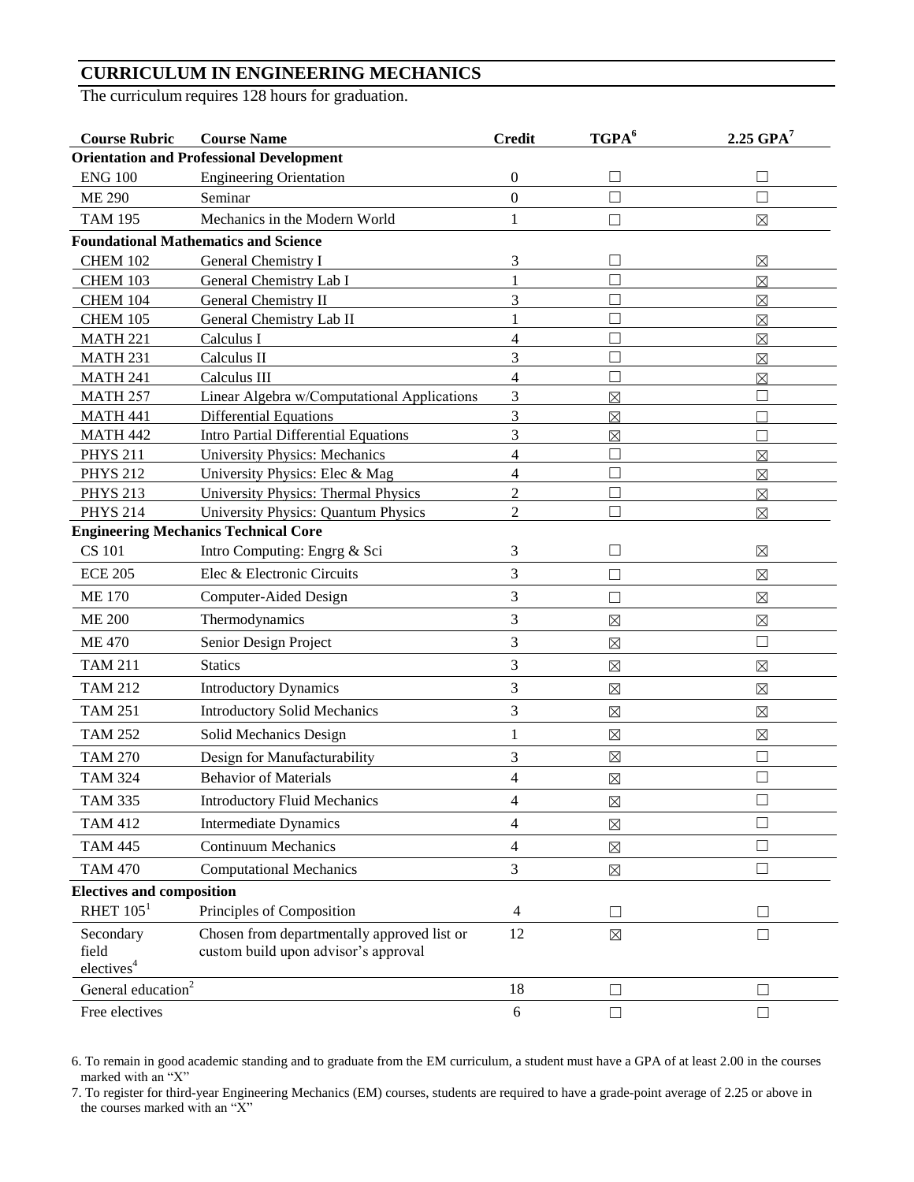## CURRICULUM IN ENGINEERING MECHANICS

The curriculum requires 128 hours for graduation.

| Course Rubric | Course Name | Credit | TGPA[6] | 2.25 GPA[7] |
|---|---|---|---|---|
| **Orientation and Professional Development** | | | | |
| ENG 100 | Engineering Orientation | 0 | ☐ | ☐ |
| ME 290 | Seminar | 0 | ☐ | ☐ |
| TAM 195 | Mechanics in the Modern World | 1 | ☐ | ☒ |
| **Foundational Mathematics and Science** | | | | |
| CHEM 102 | General Chemistry I | 3 | ☐ | ☒ |
| CHEM 103 | General Chemistry Lab I | 1 | ☐ | ☒ |
| CHEM 104 | General Chemistry II | 3 | ☐ | ☒ |
| CHEM 105 | General Chemistry Lab II | 1 | ☐ | ☒ |
| MATH 221 | Calculus I | 4 | ☐ | ☒ |
| MATH 231 | Calculus II | 3 | ☐ | ☒ |
| MATH 241 | Calculus III | 4 | ☐ | ☒ |
| MATH 257 | Linear Algebra w/Computational Applications | 3 | ☒ | ☐ |
| MATH 441 | Differential Equations | 3 | ☒ | ☐ |
| MATH 442 | Intro Partial Differential Equations | 3 | ☒ | ☐ |
| PHYS 211 | University Physics: Mechanics | 4 | ☐ | ☒ |
| PHYS 212 | University Physics: Elec & Mag | 4 | ☐ | ☒ |
| PHYS 213 | University Physics: Thermal Physics | 2 | ☐ | ☒ |
| PHYS 214 | University Physics: Quantum Physics | 2 | ☐ | ☒ |
| **Engineering Mechanics Technical Core** | | | | |
| CS 101 | Intro Computing: Engrg & Sci | 3 | ☐ | ☒ |
| ECE 205 | Elec & Electronic Circuits | 3 | ☐ | ☒ |
| ME 170 | Computer-Aided Design | 3 | ☐ | ☒ |
| ME 200 | Thermodynamics | 3 | ☒ | ☒ |
| ME 470 | Senior Design Project | 3 | ☒ | ☐ |
| TAM 211 | Statics | 3 | ☒ | ☒ |
| TAM 212 | Introductory Dynamics | 3 | ☒ | ☒ |
| TAM 251 | Introductory Solid Mechanics | 3 | ☒ | ☒ |
| TAM 252 | Solid Mechanics Design | 1 | ☒ | ☒ |
| TAM 270 | Design for Manufacturability | 3 | ☒ | ☐ |
| TAM 324 | Behavior of Materials | 4 | ☒ | ☐ |
| TAM 335 | Introductory Fluid Mechanics | 4 | ☒ | ☐ |
| TAM 412 | Intermediate Dynamics | 4 | ☒ | ☐ |
| TAM 445 | Continuum Mechanics | 4 | ☒ | ☐ |
| TAM 470 | Computational Mechanics | 3 | ☒ | ☐ |
| **Electives and composition** | | | | |
| RHET 105[1] | Principles of Composition | 4 | ☐ | ☐ |
| Secondary field electives[4] | Chosen from departmentally approved list or custom build upon advisor's approval | 12 | ☒ | ☐ |
| General education[2] | | 18 | ☐ | ☐ |
| Free electives | | 6 | ☐ | ☐ |

6. To remain in good academic standing and to graduate from the EM curriculum, a student must have a GPA of at least 2.00 in the courses marked with an "X"

7. To register for third-year Engineering Mechanics (EM) courses, students are required to have a grade-point average of 2.25 or above in the courses marked with an "X"